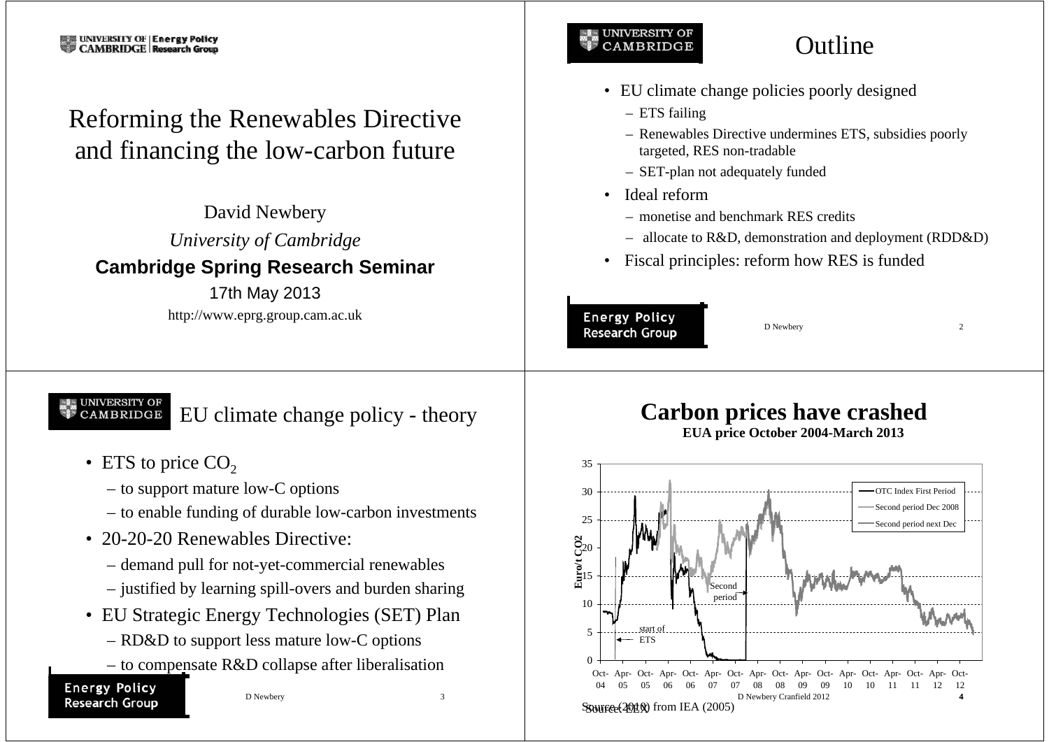# Reforming the Renewables Directive and financing the low-carbon future

David Newbery

*University of Cambridge*

**Cambridge Spring Research Seminar**

17th May 2013

http://www.eprg.group.cam.ac.uk

## Outline

- EU climate change policies poorly designed
  - ETS failing
  - Renewables Directive undermines ETS, subsidies poorly targeted, RES non-tradable
  - SET-plan not adequately funded
- Ideal reform
  - monetise and benchmark RES credits
  - allocate to R&D, demonstration and deployment (RDD&D)
- Fiscal principles: reform how RES is funded

## EU climate change policy - theory

- ETS to price $CO_2$
  - to support mature low-C options
  - to enable funding of durable low-carbon investments
- 20-20-20 Renewables Directive:
  - demand pull for not-yet-commercial renewables
  - justified by learning spill-overs and burden sharing
- EU Strategic Energy Technologies (SET) Plan
  - RD&D to support less mature low-C options
  - to compensate R&D collapse after liberalisation

## Carbon prices have crashed

**EUA price October 2004-March 2013**

Source (2010) from IEA (2005)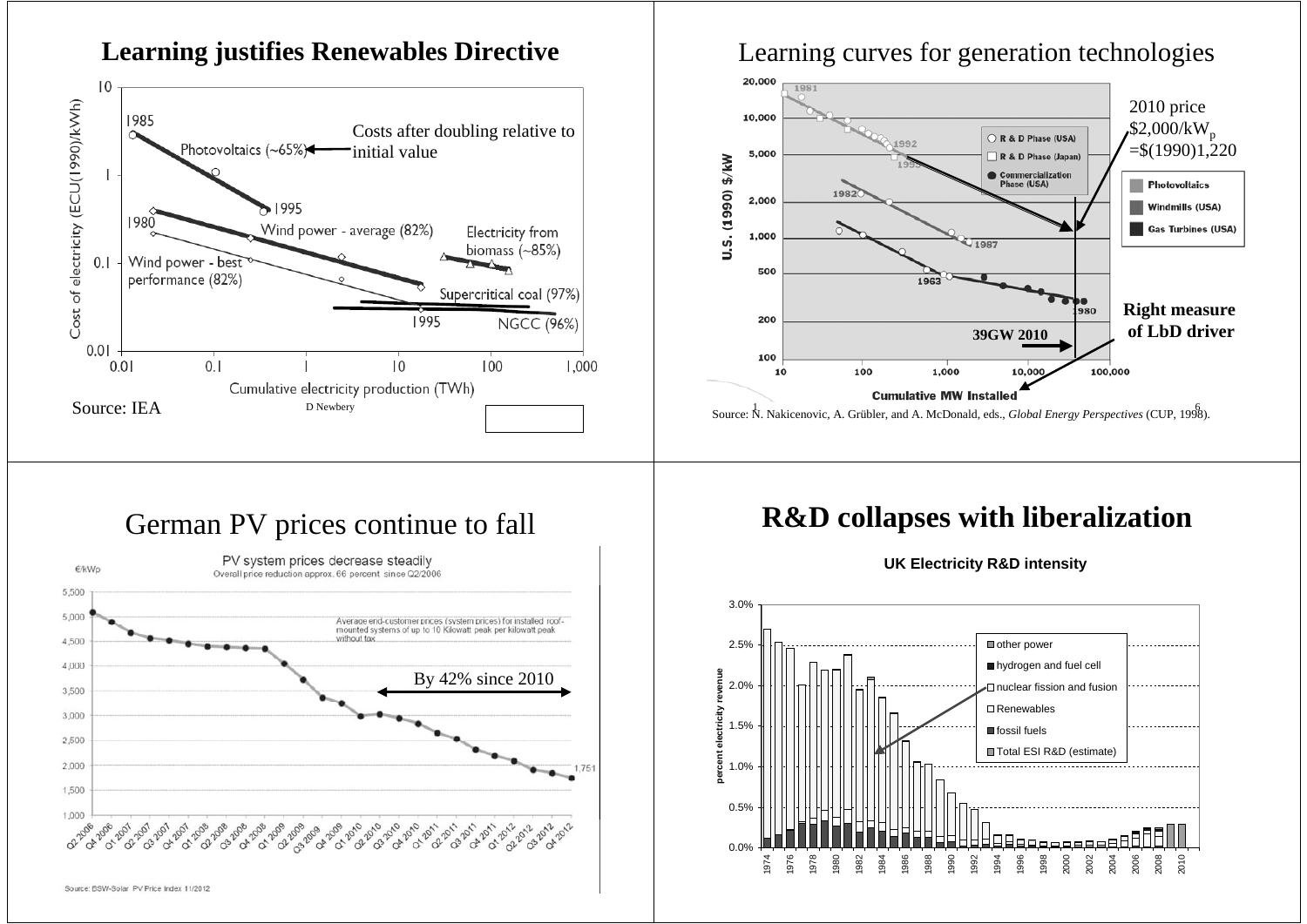## Learning justifies Renewables Directive

Costs after doubling relative to initial value

Photovoltaics (~65%)

Wind power - average (82%)

Wind power - best performance (82%)

Electricity from biomass (~85%)

Supercritical coal (97%)

NGCC (96%)

Cost of electricity (ECU(1990)/kWh)

Cumulative electricity production (TWh)

Source: IEA

## Learning curves for generation technologies

2010 price $2,000/kW$_p$ =$(1990)1,220

Right measure of LbD driver

39GW 2010

U.S. (1990) $/kW

Cumulative MW Installed

Source: N. Nakicenovic, A. Grübler, and A. McDonald, eds., *Global Energy Perspectives* (CUP, 1998).

## German PV prices continue to fall

PV system prices decrease steadily

Overall price reduction approx. 66 percent since Q2/2006

Average end-customer prices (system prices) for installed roof-mounted systems of up to 10 Kilowatt peak per kilowatt peak without tax

By 42% since 2010

Source: BSW-Solar PV Price Index 11/2012

## R&D collapses with liberalization

UK Electricity R&D intensity

percent electricity revenue

- other power
- hydrogen and fuel cell
- nuclear fission and fusion
- Renewables
- fossil fuels
- Total ESI R&D (estimate)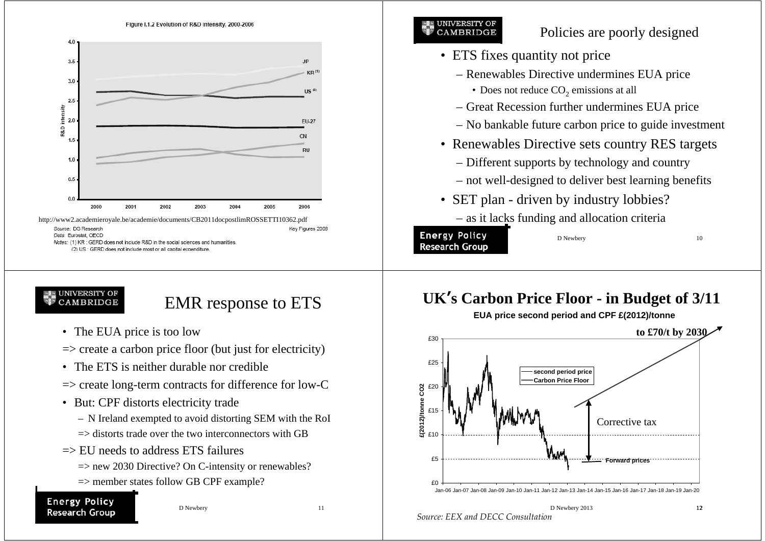Figure I.1.2 Evolution of R&D intensity, 2000-2006

http://www2.academieroyale.be/academie/documents/CB2011docpostlimROSSETTI10362.pdf

Source: DG Research — Key Figures 2008

Data: Eurostat, OECD

Notes: (1) KR : GERD does not include R&D in the social sciences and humanities.
(2) US : GERD does not include most or all capital expenditure.

## Policies are poorly designed

- ETS fixes quantity not price
  - Renewables Directive undermines EUA price
    - Does not reduce $CO_2$ emissions at all
  - Great Recession further undermines EUA price
  - No bankable future carbon price to guide investment
- Renewables Directive sets country RES targets
  - Different supports by technology and country
  - not well-designed to deliver best learning benefits
- SET plan - driven by industry lobbies?
  - as it lacks funding and allocation criteria

## EMR response to ETS

- The EUA price is too low

=> create a carbon price floor (but just for electricity)

- The ETS is neither durable nor credible

=> create long-term contracts for difference for low-C

- But: CPF distorts electricity trade
  - N Ireland exempted to avoid distorting SEM with the RoI
  - => distorts trade over the two interconnectors with GB

=> EU needs to address ETS failures

- => new 2030 Directive? On C-intensity or renewables?
- => member states follow GB CPF example?

## UK's Carbon Price Floor - in Budget of 3/11

EUA price second period and CPF £(2012)/tonne

*Source: EEX and DECC Consultation*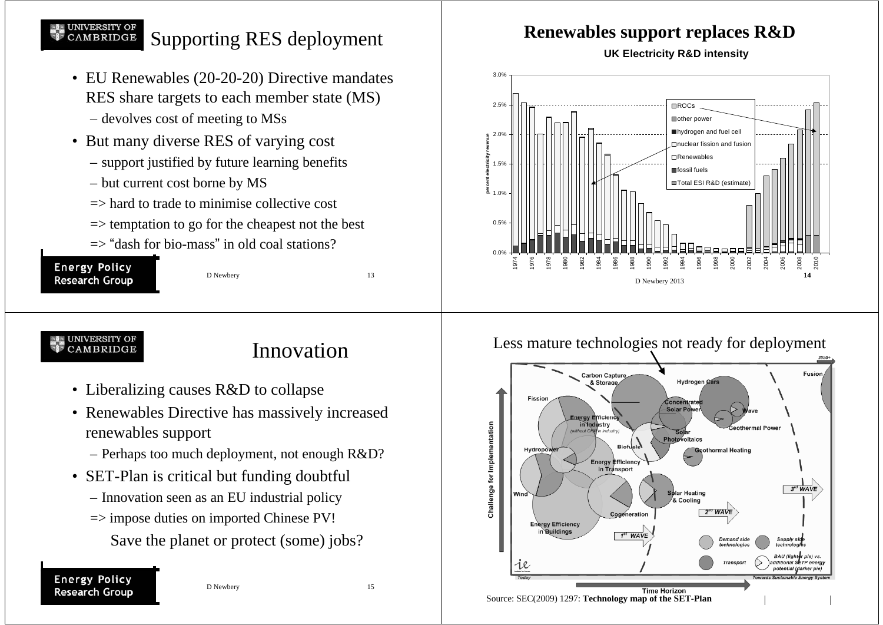## Supporting RES deployment

- EU Renewables (20-20-20) Directive mandates RES share targets to each member state (MS)
  - devolves cost of meeting to MSs
- But many diverse RES of varying cost
  - support justified by future learning benefits
  - but current cost borne by MS
  - => hard to trade to minimise collective cost
  - => temptation to go for the cheapest not the best
  - => "dash for bio-mass" in old coal stations?

## Renewables support replaces R&D

**UK Electricity R&D intensity**

ROCs, other power, hydrogen and fuel cell, nuclear fission and fusion, Renewables, fossil fuels, Total ESI R&D (estimate)

D Newbery 2013

## Innovation

- Liberalizing causes R&D to collapse
- Renewables Directive has massively increased renewables support
  - Perhaps too much deployment, not enough R&D?
- SET-Plan is critical but funding doubtful
  - Innovation seen as an EU industrial policy
  - => impose duties on imported Chinese PV!

  Save the planet or protect (some) jobs?

## Less mature technologies not ready for deployment

Source: SEC(2009) 1297: **Technology map of the SET-Plan**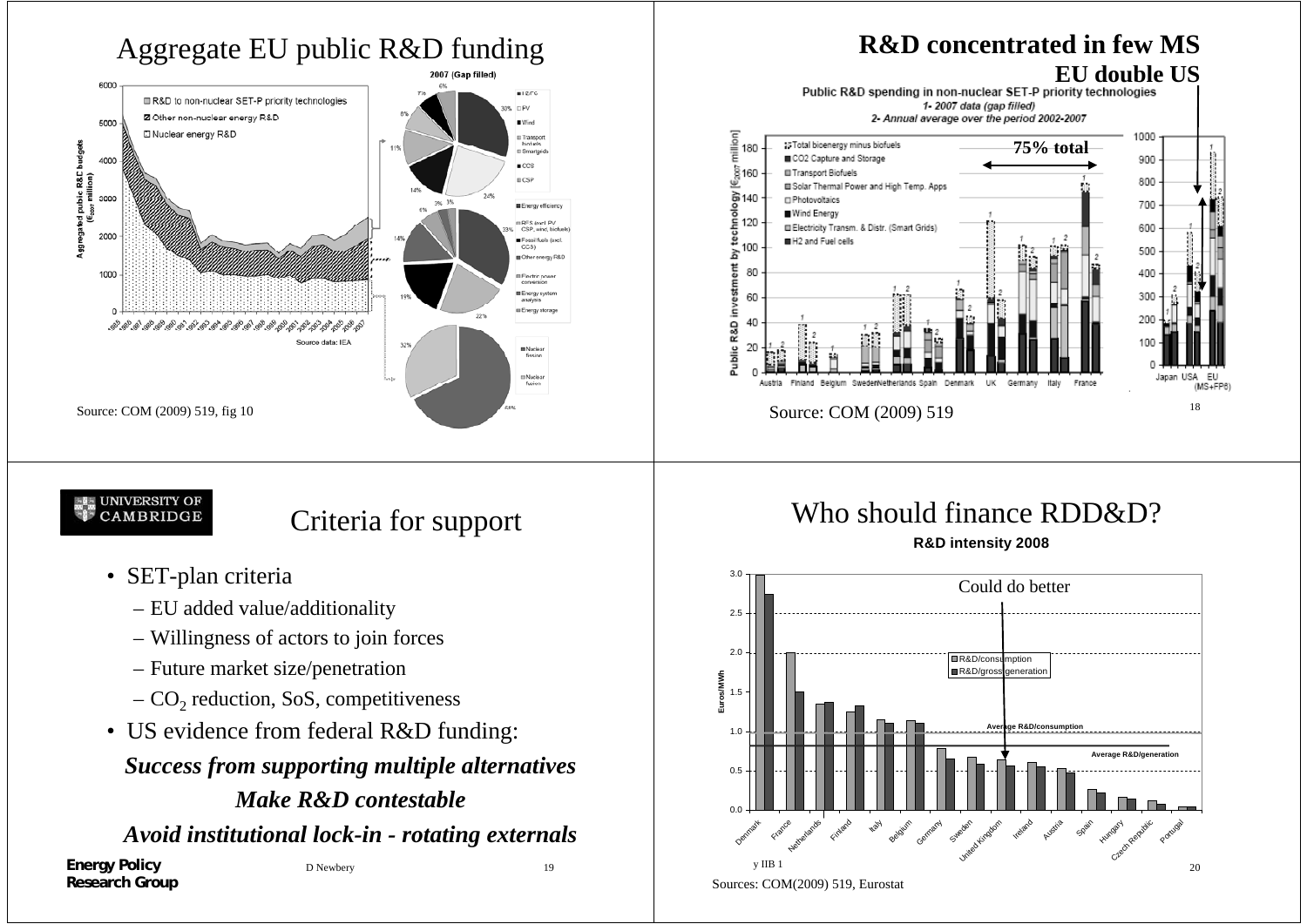# Aggregate EU public R&D funding

Source: COM (2009) 519, fig 10

# R&D concentrated in few MS

## EU double US

Public R&D spending in non-nuclear SET-P priority technologies

1- 2007 data (gap filled)

2- Annual average over the period 2002-2007

75% total

Source: COM (2009) 519

# Criteria for support

- SET-plan criteria
  - EU added value/additionality
  - Willingness of actors to join forces
  - Future market size/penetration
  - $CO_2$ reduction, SoS, competitiveness
- US evidence from federal R&D funding:

***Success from supporting multiple alternatives***

***Make R&D contestable***

***Avoid institutional lock-in - rotating externals***

# Who should finance RDD&D?

R&D intensity 2008

Could do better

Sources: COM(2009) 519, Eurostat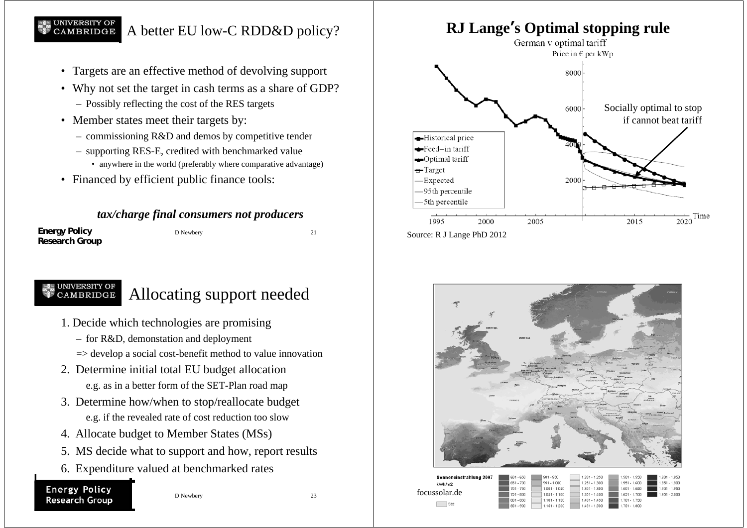# A better EU low-C RDD&D policy?

- Targets are an effective method of devolving support
- Why not set the target in cash terms as a share of GDP?
  - Possibly reflecting the cost of the RES targets
- Member states meet their targets by:
  - commissioning R&D and demos by competitive tender
  - supporting RES-E, credited with benchmarked value
    - anywhere in the world (preferably where comparative advantage)
- Financed by efficient public finance tools:

***tax/charge final consumers not producers***

# RJ Lange's Optimal stopping rule

German v optimal tariff

Price in € per kWp

- Historical price
- Feed–in tariff
- Optimal tariff
- Target
- Expected
- 95th percentile
- 5th percentile

Socially optimal to stop if cannot beat tariff

Time: 1995, 2000, 2005, 2015, 2020

Source: R J Lange PhD 2012

# Allocating support needed

1. Decide which technologies are promising
   - for R&D, demonstation and deployment
   
   => develop a social cost-benefit method to value innovation
2. Determine initial total EU budget allocation
   
   e.g. as in a better form of the SET-Plan road map
3. Determine how/when to stop/reallocate budget
   
   e.g. if the revealed rate of cost reduction too slow
4. Allocate budget to Member States (MSs)
5. MS decide what to support and how, report results
6. Expenditure valued at benchmarked rates

Sonneneinstrahlung 2007 kWh/m2

focussolar.de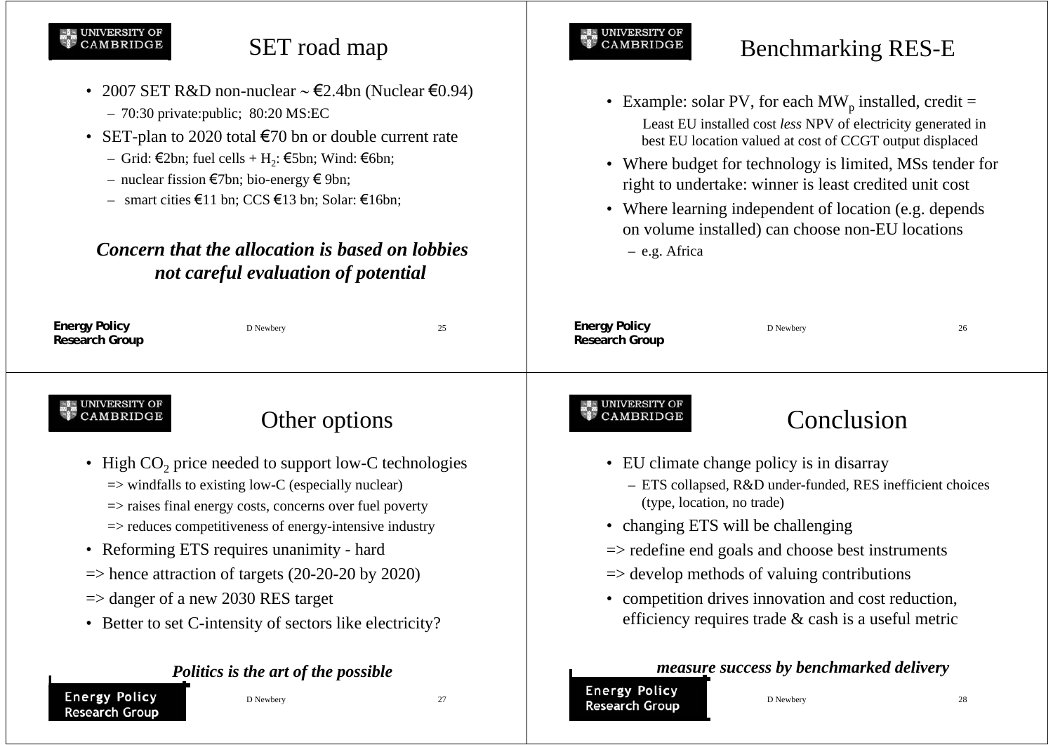## SET road map

- 2007 SET R&D non-nuclear ~ €2.4bn (Nuclear €0.94)
  - 70:30 private:public; 80:20 MS:EC
- SET-plan to 2020 total €70 bn or double current rate
  - Grid: €2bn; fuel cells + $H_2$: €5bn; Wind: €6bn;
  - nuclear fission €7bn; bio-energy € 9bn;
  - smart cities €11 bn; CCS €13 bn; Solar: €16bn;

***Concern that the allocation is based on lobbies not careful evaluation of potential***

## Benchmarking RES-E

- Example: solar PV, for each $MW_p$ installed, credit =
  Least EU installed cost *less* NPV of electricity generated in best EU location valued at cost of CCGT output displaced
- Where budget for technology is limited, MSs tender for right to undertake: winner is least credited unit cost
- Where learning independent of location (e.g. depends on volume installed) can choose non-EU locations
  - e.g. Africa

## Other options

- High $CO_2$ price needed to support low-C technologies
  => windfalls to existing low-C (especially nuclear)
  => raises final energy costs, concerns over fuel poverty
  => reduces competitiveness of energy-intensive industry
- Reforming ETS requires unanimity - hard

=> hence attraction of targets (20-20-20 by 2020)

=> danger of a new 2030 RES target

- Better to set C-intensity of sectors like electricity?

***Politics is the art of the possible***

## Conclusion

- EU climate change policy is in disarray
  - ETS collapsed, R&D under-funded, RES inefficient choices (type, location, no trade)
- changing ETS will be challenging

=> redefine end goals and choose best instruments

=> develop methods of valuing contributions

- competition drives innovation and cost reduction, efficiency requires trade & cash is a useful metric

***measure success by benchmarked delivery***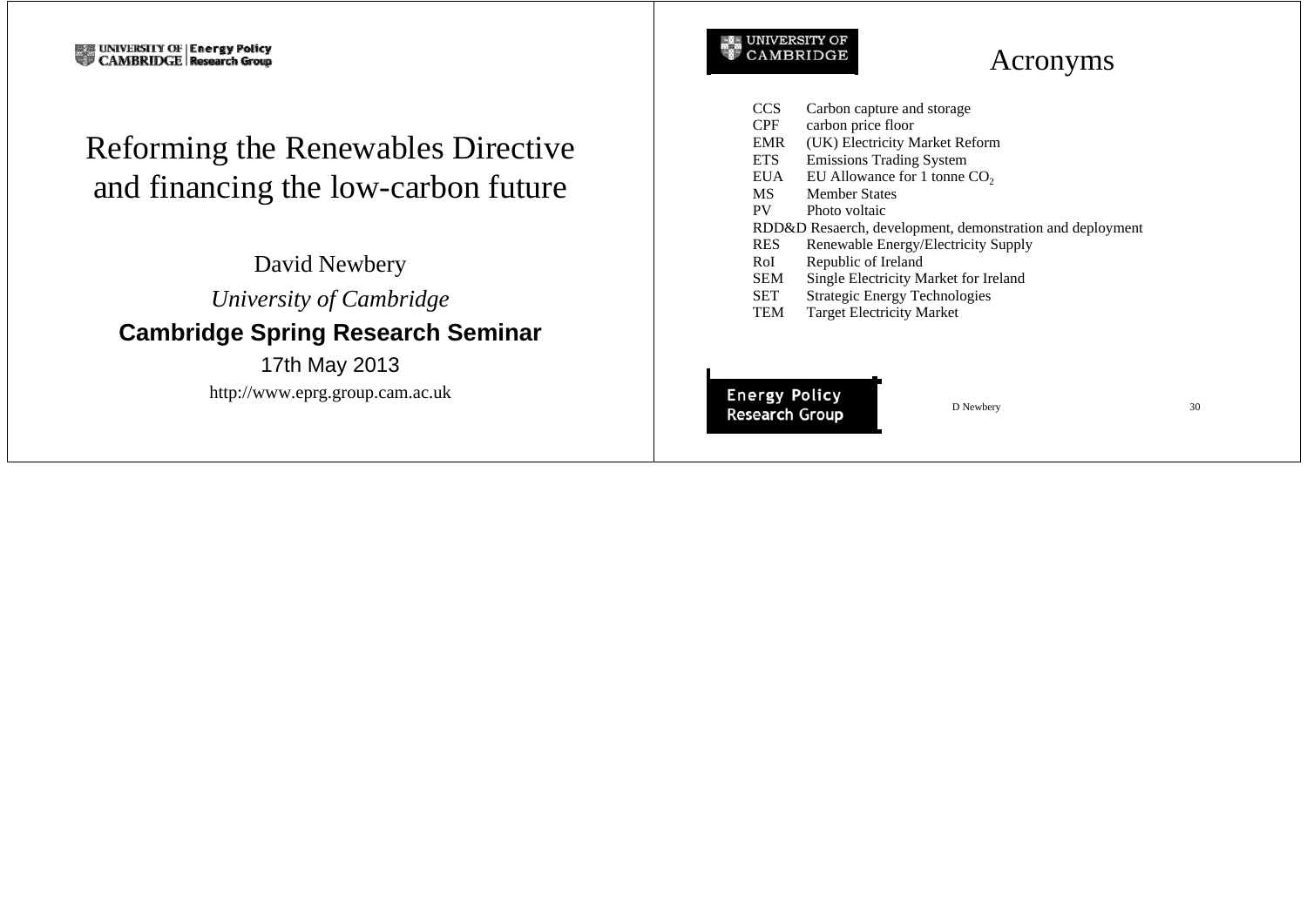# Reforming the Renewables Directive and financing the low-carbon future

David Newbery

*University of Cambridge*

**Cambridge Spring Research Seminar**

17th May 2013

http://www.eprg.group.cam.ac.uk

## Acronyms

| | |
|---|---|
| CCS | Carbon capture and storage |
| CPF | carbon price floor |
| EMR | (UK) Electricity Market Reform |
| ETS | Emissions Trading System |
| EUA | EU Allowance for 1 tonne $CO_2$ |
| MS | Member States |
| PV | Photo voltaic |
| RDD&D | Resaerch, development, demonstration and deployment |
| RES | Renewable Energy/Electricity Supply |
| RoI | Republic of Ireland |
| SEM | Single Electricity Market for Ireland |
| SET | Strategic Energy Technologies |
| TEM | Target Electricity Market |